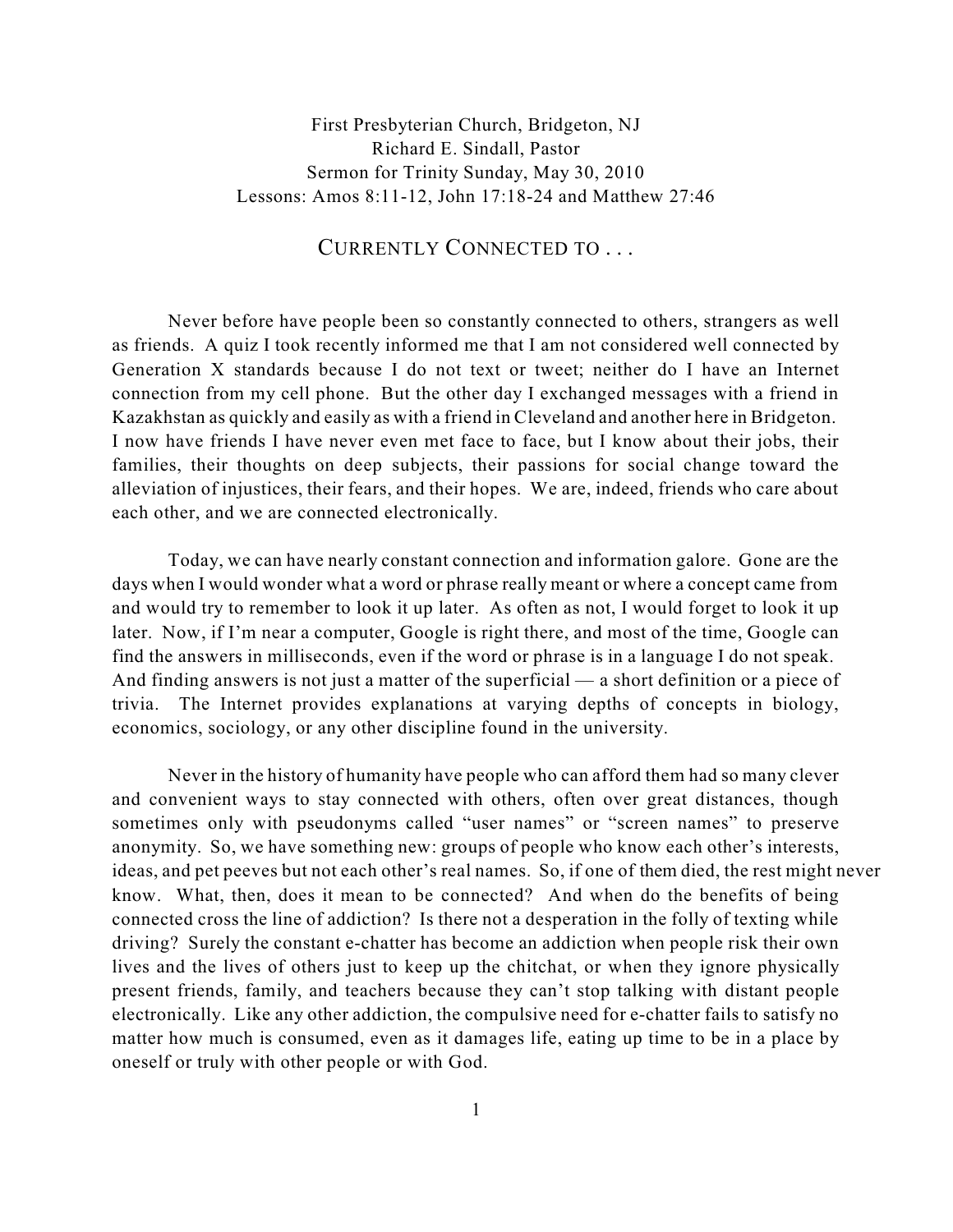First Presbyterian Church, Bridgeton, NJ
Richard E. Sindall, Pastor
Sermon for Trinity Sunday, May 30, 2010
Lessons: Amos 8:11-12, John 17:18-24 and Matthew 27:46

# CURRENTLY CONNECTED TO . . .

Never before have people been so constantly connected to others, strangers as well as friends. A quiz I took recently informed me that I am not considered well connected by Generation X standards because I do not text or tweet; neither do I have an Internet connection from my cell phone. But the other day I exchanged messages with a friend in Kazakhstan as quickly and easily as with a friend in Cleveland and another here in Bridgeton. I now have friends I have never even met face to face, but I know about their jobs, their families, their thoughts on deep subjects, their passions for social change toward the alleviation of injustices, their fears, and their hopes. We are, indeed, friends who care about each other, and we are connected electronically.

Today, we can have nearly constant connection and information galore. Gone are the days when I would wonder what a word or phrase really meant or where a concept came from and would try to remember to look it up later. As often as not, I would forget to look it up later. Now, if I'm near a computer, Google is right there, and most of the time, Google can find the answers in milliseconds, even if the word or phrase is in a language I do not speak. And finding answers is not just a matter of the superficial — a short definition or a piece of trivia. The Internet provides explanations at varying depths of concepts in biology, economics, sociology, or any other discipline found in the university.

Never in the history of humanity have people who can afford them had so many clever and convenient ways to stay connected with others, often over great distances, though sometimes only with pseudonyms called "user names" or "screen names" to preserve anonymity. So, we have something new: groups of people who know each other's interests, ideas, and pet peeves but not each other's real names. So, if one of them died, the rest might never know. What, then, does it mean to be connected? And when do the benefits of being connected cross the line of addiction? Is there not a desperation in the folly of texting while driving? Surely the constant e-chatter has become an addiction when people risk their own lives and the lives of others just to keep up the chitchat, or when they ignore physically present friends, family, and teachers because they can't stop talking with distant people electronically. Like any other addiction, the compulsive need for e-chatter fails to satisfy no matter how much is consumed, even as it damages life, eating up time to be in a place by oneself or truly with other people or with God.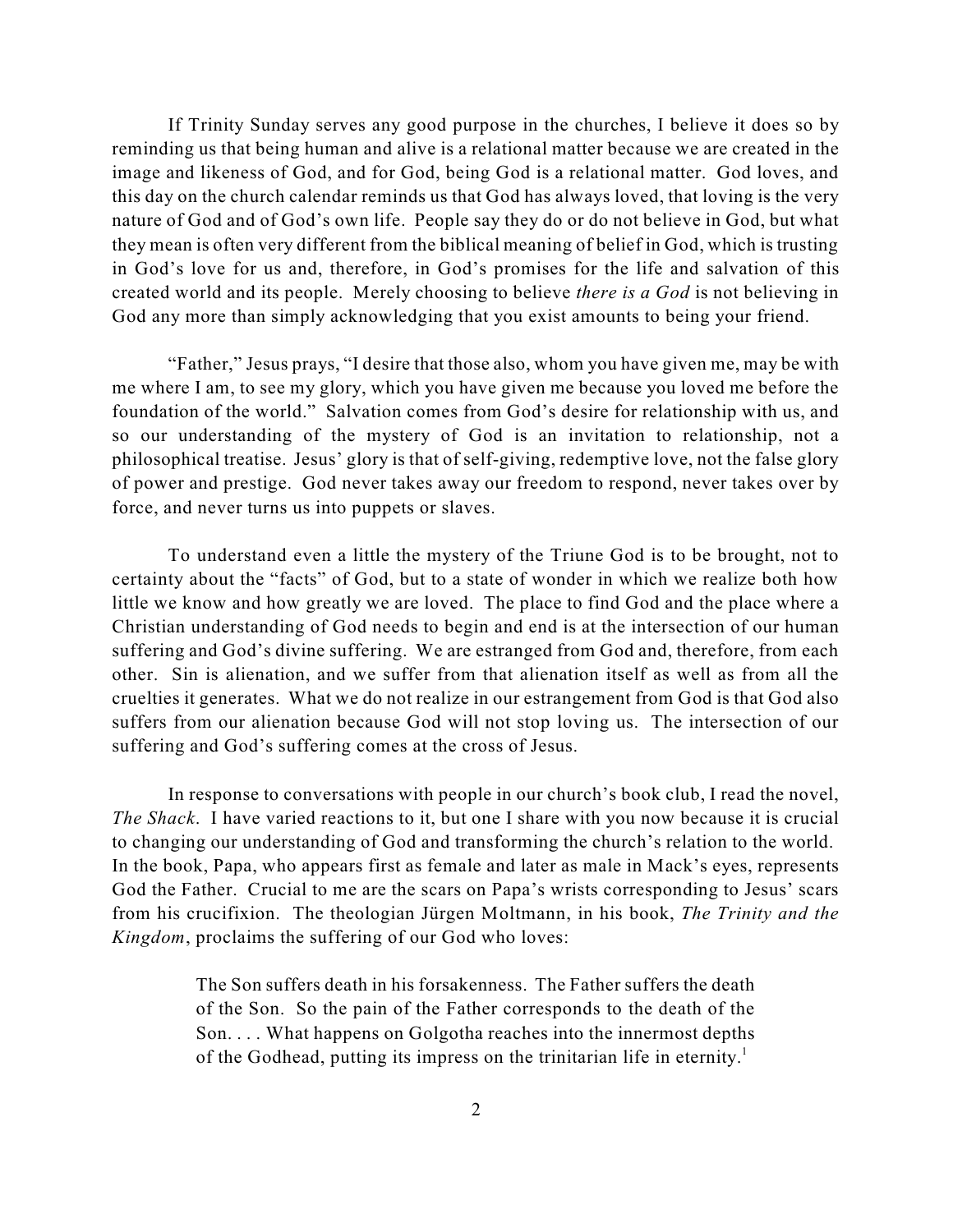If Trinity Sunday serves any good purpose in the churches, I believe it does so by reminding us that being human and alive is a relational matter because we are created in the image and likeness of God, and for God, being God is a relational matter. God loves, and this day on the church calendar reminds us that God has always loved, that loving is the very nature of God and of God's own life. People say they do or do not believe in God, but what they mean is often very different from the biblical meaning of belief in God, which is trusting in God's love for us and, therefore, in God's promises for the life and salvation of this created world and its people. Merely choosing to believe *there is a God* is not believing in God any more than simply acknowledging that you exist amounts to being your friend.

"Father," Jesus prays, "I desire that those also, whom you have given me, may be with me where I am, to see my glory, which you have given me because you loved me before the foundation of the world." Salvation comes from God's desire for relationship with us, and so our understanding of the mystery of God is an invitation to relationship, not a philosophical treatise. Jesus' glory is that of self-giving, redemptive love, not the false glory of power and prestige. God never takes away our freedom to respond, never takes over by force, and never turns us into puppets or slaves.

To understand even a little the mystery of the Triune God is to be brought, not to certainty about the "facts" of God, but to a state of wonder in which we realize both how little we know and how greatly we are loved. The place to find God and the place where a Christian understanding of God needs to begin and end is at the intersection of our human suffering and God's divine suffering. We are estranged from God and, therefore, from each other. Sin is alienation, and we suffer from that alienation itself as well as from all the cruelties it generates. What we do not realize in our estrangement from God is that God also suffers from our alienation because God will not stop loving us. The intersection of our suffering and God's suffering comes at the cross of Jesus.

In response to conversations with people in our church's book club, I read the novel, *The Shack*. I have varied reactions to it, but one I share with you now because it is crucial to changing our understanding of God and transforming the church's relation to the world. In the book, Papa, who appears first as female and later as male in Mack's eyes, represents God the Father. Crucial to me are the scars on Papa's wrists corresponding to Jesus' scars from his crucifixion. The theologian Jürgen Moltmann, in his book, *The Trinity and the Kingdom*, proclaims the suffering of our God who loves:

> The Son suffers death in his forsakenness. The Father suffers the death of the Son. So the pain of the Father corresponds to the death of the Son. . . . What happens on Golgotha reaches into the innermost depths of the Godhead, putting its impress on the trinitarian life in eternity.[1]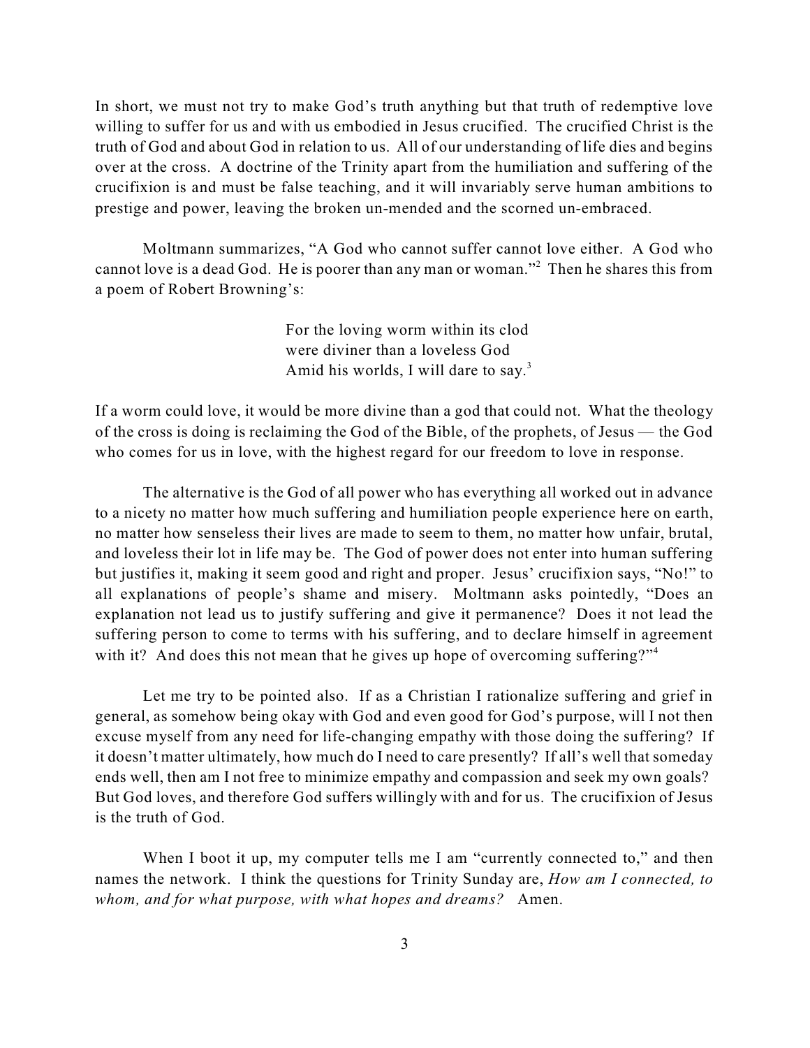In short, we must not try to make God's truth anything but that truth of redemptive love willing to suffer for us and with us embodied in Jesus crucified. The crucified Christ is the truth of God and about God in relation to us. All of our understanding of life dies and begins over at the cross. A doctrine of the Trinity apart from the humiliation and suffering of the crucifixion is and must be false teaching, and it will invariably serve human ambitions to prestige and power, leaving the broken un-mended and the scorned un-embraced.

Moltmann summarizes, "A God who cannot suffer cannot love either. A God who cannot love is a dead God. He is poorer than any man or woman."[2] Then he shares this from a poem of Robert Browning's:

> For the loving worm within its clod
> were diviner than a loveless God
> Amid his worlds, I will dare to say.[3]

If a worm could love, it would be more divine than a god that could not. What the theology of the cross is doing is reclaiming the God of the Bible, of the prophets, of Jesus — the God who comes for us in love, with the highest regard for our freedom to love in response.

The alternative is the God of all power who has everything all worked out in advance to a nicety no matter how much suffering and humiliation people experience here on earth, no matter how senseless their lives are made to seem to them, no matter how unfair, brutal, and loveless their lot in life may be. The God of power does not enter into human suffering but justifies it, making it seem good and right and proper. Jesus' crucifixion says, "No!" to all explanations of people's shame and misery. Moltmann asks pointedly, "Does an explanation not lead us to justify suffering and give it permanence? Does it not lead the suffering person to come to terms with his suffering, and to declare himself in agreement with it? And does this not mean that he gives up hope of overcoming suffering?"[4]

Let me try to be pointed also. If as a Christian I rationalize suffering and grief in general, as somehow being okay with God and even good for God's purpose, will I not then excuse myself from any need for life-changing empathy with those doing the suffering? If it doesn't matter ultimately, how much do I need to care presently? If all's well that someday ends well, then am I not free to minimize empathy and compassion and seek my own goals? But God loves, and therefore God suffers willingly with and for us. The crucifixion of Jesus is the truth of God.

When I boot it up, my computer tells me I am "currently connected to," and then names the network. I think the questions for Trinity Sunday are, *How am I connected, to whom, and for what purpose, with what hopes and dreams?* Amen.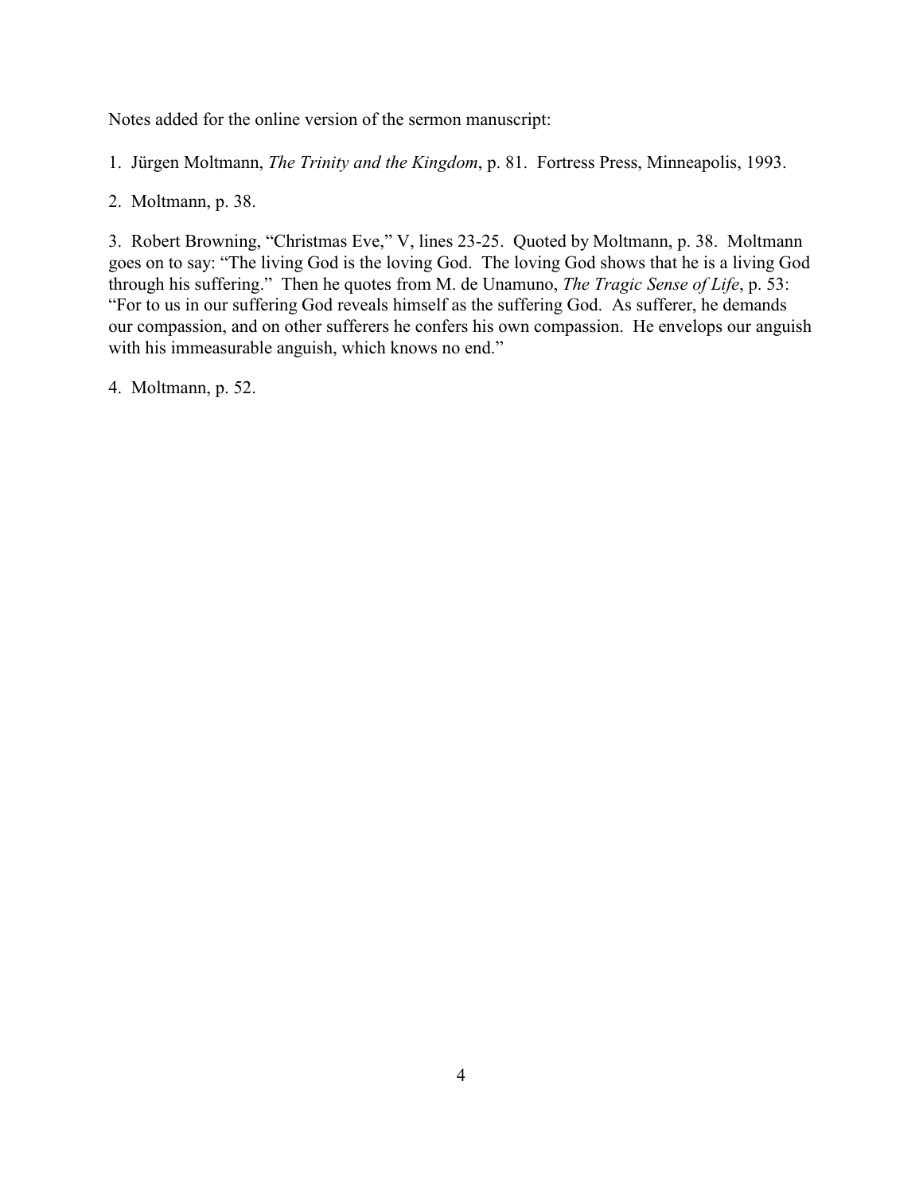Notes added for the online version of the sermon manuscript:

1. Jürgen Moltmann, *The Trinity and the Kingdom*, p. 81. Fortress Press, Minneapolis, 1993.

2. Moltmann, p. 38.

3. Robert Browning, "Christmas Eve," V, lines 23-25. Quoted by Moltmann, p. 38. Moltmann goes on to say: "The living God is the loving God. The loving God shows that he is a living God through his suffering." Then he quotes from M. de Unamuno, *The Tragic Sense of Life*, p. 53: "For to us in our suffering God reveals himself as the suffering God. As sufferer, he demands our compassion, and on other sufferers he confers his own compassion. He envelops our anguish with his immeasurable anguish, which knows no end."

4. Moltmann, p. 52.